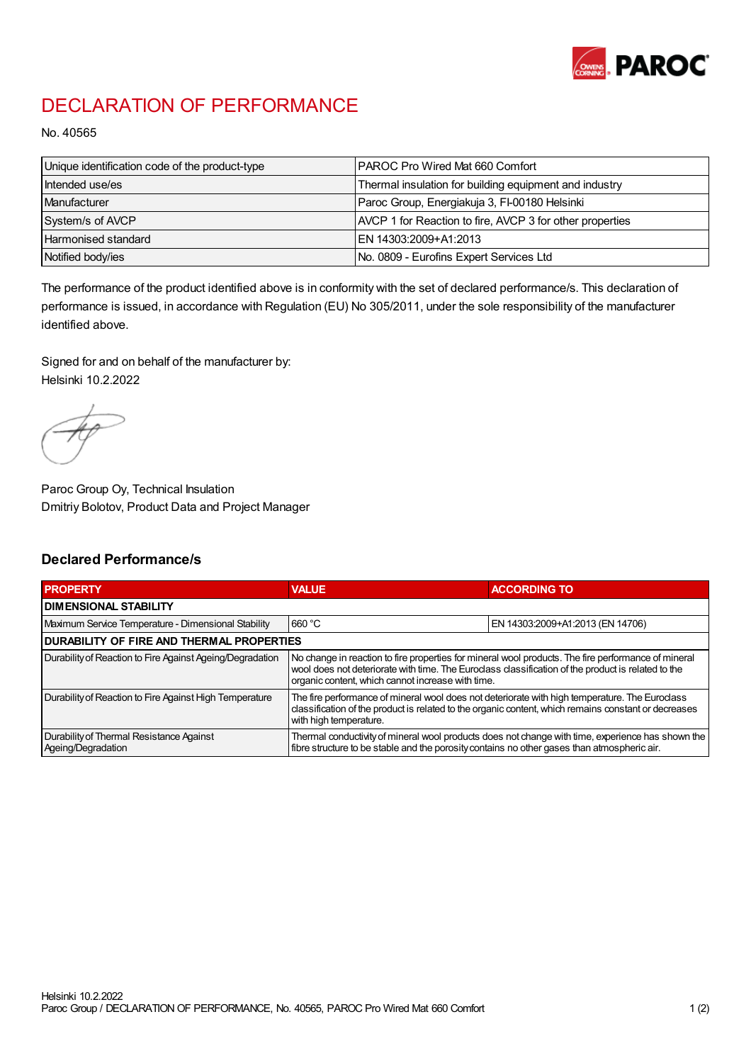# DECLARATION OF PERFORMANCE

No. 40565

| Unique identification code of the product-type | PAROC Pro Wired Mat 660 Comfort |
|---|---|
| Intended use/es | Thermal insulation for building equipment and industry |
| Manufacturer | Paroc Group, Energiakuja 3, FI-00180 Helsinki |
| System/s of AVCP | AVCP 1 for Reaction to fire, AVCP 3 for other properties |
| Harmonised standard | EN 14303:2009+A1:2013 |
| Notified body/ies | No. 0809 - Eurofins Expert Services Ltd |

The performance of the product identified above is in conformity with the set of declared performance/s. This declaration of performance is issued, in accordance with Regulation (EU) No 305/2011, under the sole responsibility of the manufacturer identified above.

Signed for and on behalf of the manufacturer by:
Helsinki 10.2.2022

Paroc Group Oy, Technical Insulation
Dmitriy Bolotov, Product Data and Project Manager

## Declared Performance/s

| PROPERTY | VALUE | ACCORDING TO |
|---|---|---|
| **DIMENSIONAL STABILITY** | | |
| Maximum Service Temperature - Dimensional Stability | 660 °C | EN 14303:2009+A1:2013 (EN 14706) |
| **DURABILITY OF FIRE AND THERMAL PROPERTIES** | | |
| Durability of Reaction to Fire Against Ageing/Degradation | No change in reaction to fire properties for mineral wool products. The fire performance of mineral wool does not deteriorate with time. The Euroclass classification of the product is related to the organic content, which cannot increase with time. | |
| Durability of Reaction to Fire Against High Temperature | The fire performance of mineral wool does not deteriorate with high temperature. The Euroclass classification of the product is related to the organic content, which remains constant or decreases with high temperature. | |
| Durability of Thermal Resistance Against Ageing/Degradation | Thermal conductivity of mineral wool products does not change with time, experience has shown the fibre structure to be stable and the porosity contains no other gases than atmospheric air. | |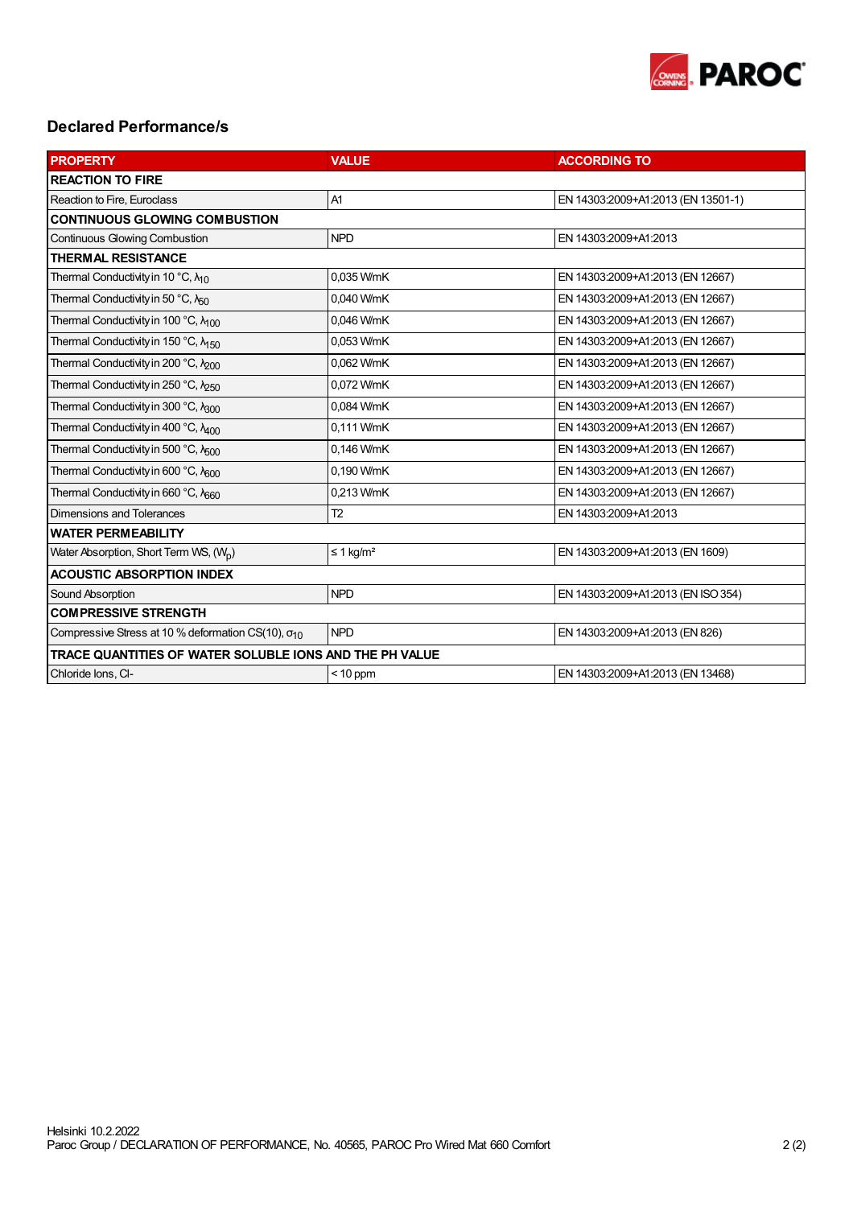## Declared Performance/s

| PROPERTY | VALUE | ACCORDING TO |
|---|---|---|
| **REACTION TO FIRE** | | |
| Reaction to Fire, Euroclass | A1 | EN 14303:2009+A1:2013 (EN 13501-1) |
| **CONTINUOUS GLOWING COMBUSTION** | | |
| Continuous Glowing Combustion | NPD | EN 14303:2009+A1:2013 |
| **THERMAL RESISTANCE** | | |
| Thermal Conductivity in 10 °C, $\lambda_{10}$ | 0,035 W/mK | EN 14303:2009+A1:2013 (EN 12667) |
| Thermal Conductivity in 50 °C, $\lambda_{50}$ | 0,040 W/mK | EN 14303:2009+A1:2013 (EN 12667) |
| Thermal Conductivity in 100 °C, $\lambda_{100}$ | 0,046 W/mK | EN 14303:2009+A1:2013 (EN 12667) |
| Thermal Conductivity in 150 °C, $\lambda_{150}$ | 0,053 W/mK | EN 14303:2009+A1:2013 (EN 12667) |
| Thermal Conductivity in 200 °C, $\lambda_{200}$ | 0,062 W/mK | EN 14303:2009+A1:2013 (EN 12667) |
| Thermal Conductivity in 250 °C, $\lambda_{250}$ | 0,072 W/mK | EN 14303:2009+A1:2013 (EN 12667) |
| Thermal Conductivity in 300 °C, $\lambda_{300}$ | 0,084 W/mK | EN 14303:2009+A1:2013 (EN 12667) |
| Thermal Conductivity in 400 °C, $\lambda_{400}$ | 0,111 W/mK | EN 14303:2009+A1:2013 (EN 12667) |
| Thermal Conductivity in 500 °C, $\lambda_{500}$ | 0,146 W/mK | EN 14303:2009+A1:2013 (EN 12667) |
| Thermal Conductivity in 600 °C, $\lambda_{600}$ | 0,190 W/mK | EN 14303:2009+A1:2013 (EN 12667) |
| Thermal Conductivity in 660 °C, $\lambda_{660}$ | 0,213 W/mK | EN 14303:2009+A1:2013 (EN 12667) |
| Dimensions and Tolerances | T2 | EN 14303:2009+A1:2013 |
| **WATER PERMEABILITY** | | |
| Water Absorption, Short Term WS, ($W_p$) | ≤ 1 kg/m² | EN 14303:2009+A1:2013 (EN 1609) |
| **ACOUSTIC ABSORPTION INDEX** | | |
| Sound Absorption | NPD | EN 14303:2009+A1:2013 (EN ISO 354) |
| **COMPRESSIVE STRENGTH** | | |
| Compressive Stress at 10 % deformation CS(10), $\sigma_{10}$ | NPD | EN 14303:2009+A1:2013 (EN 826) |
| **TRACE QUANTITIES OF WATER SOLUBLE IONS AND THE PH VALUE** | | |
| Chloride Ions, Cl- | < 10 ppm | EN 14303:2009+A1:2013 (EN 13468) |

Helsinki 10.2.2022
Paroc Group / DECLARATION OF PERFORMANCE, No. 40565, PAROC Pro Wired Mat 660 Comfort